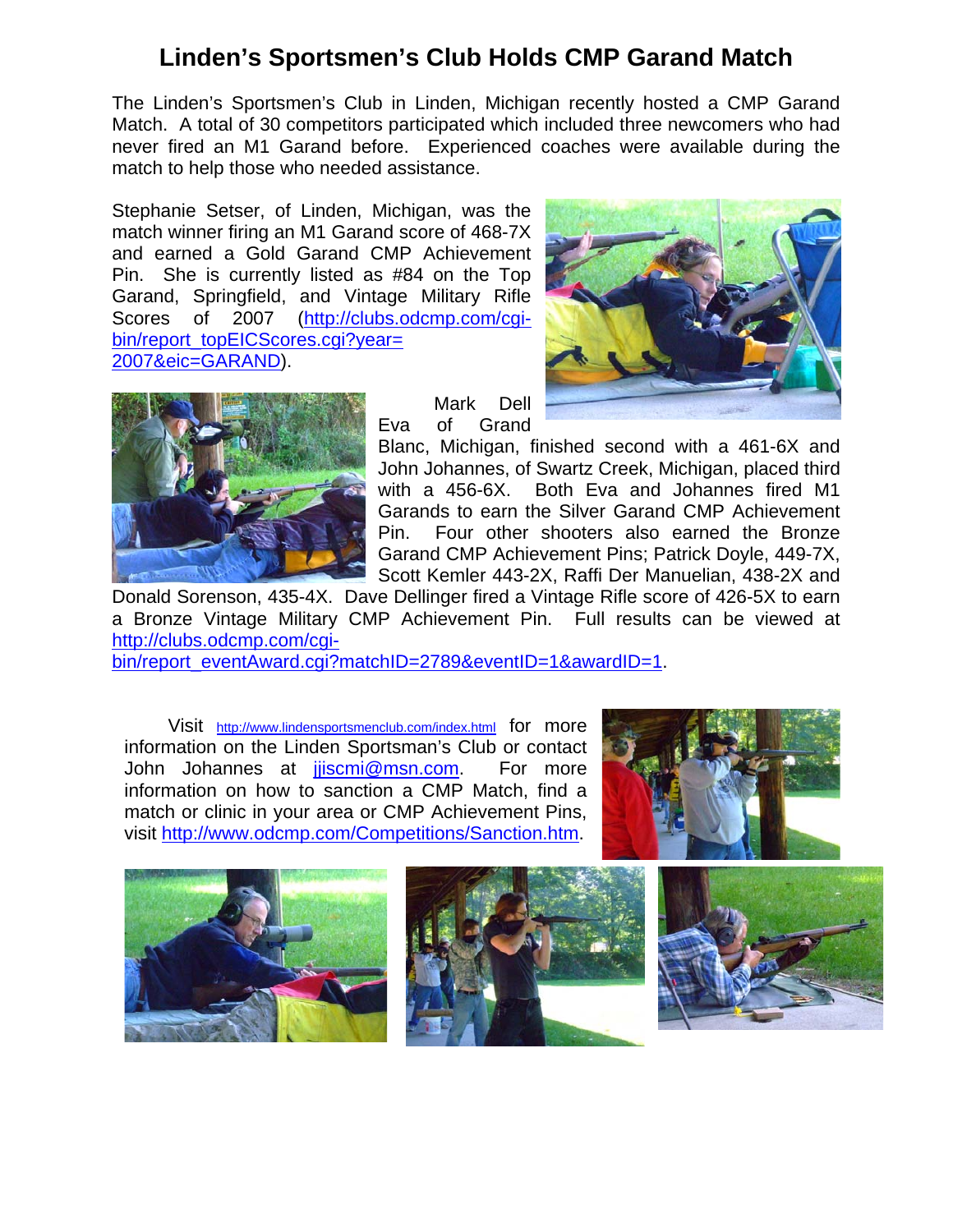# Linden's Sportsmen's Club Holds CMP Garand Match

The Linden's Sportsmen's Club in Linden, Michigan recently hosted a CMP Garand Match. A total of 30 competitors participated which included three newcomers who had never fired an M1 Garand before. Experienced coaches were available during the match to help those who needed assistance.

Stephanie Setser, of Linden, Michigan, was the match winner firing an M1 Garand score of 468-7X and earned a Gold Garand CMP Achievement Pin. She is currently listed as #84 on the Top Garand, Springfield, and Vintage Military Rifle Scores of 2007 (http://clubs.odcmp.com/cgi-bin/report_topEICScores.cgi?year=2007&eic=GARAND).

Mark Dell Eva of Grand Blanc, Michigan, finished second with a 461-6X and John Johannes, of Swartz Creek, Michigan, placed third with a 456-6X. Both Eva and Johannes fired M1 Garands to earn the Silver Garand CMP Achievement Pin. Four other shooters also earned the Bronze Garand CMP Achievement Pins; Patrick Doyle, 449-7X, Scott Kemler 443-2X, Raffi Der Manuelian, 438-2X and Donald Sorenson, 435-4X. Dave Dellinger fired a Vintage Rifle score of 426-5X to earn a Bronze Vintage Military CMP Achievement Pin. Full results can be viewed at http://clubs.odcmp.com/cgi-bin/report_eventAward.cgi?matchID=2789&eventID=1&awardID=1.

Visit http://www.lindensportsmenclub.com/index.html for more information on the Linden Sportsman's Club or contact John Johannes at jjiscmi@msn.com. For more information on how to sanction a CMP Match, find a match or clinic in your area or CMP Achievement Pins, visit http://www.odcmp.com/Competitions/Sanction.htm.